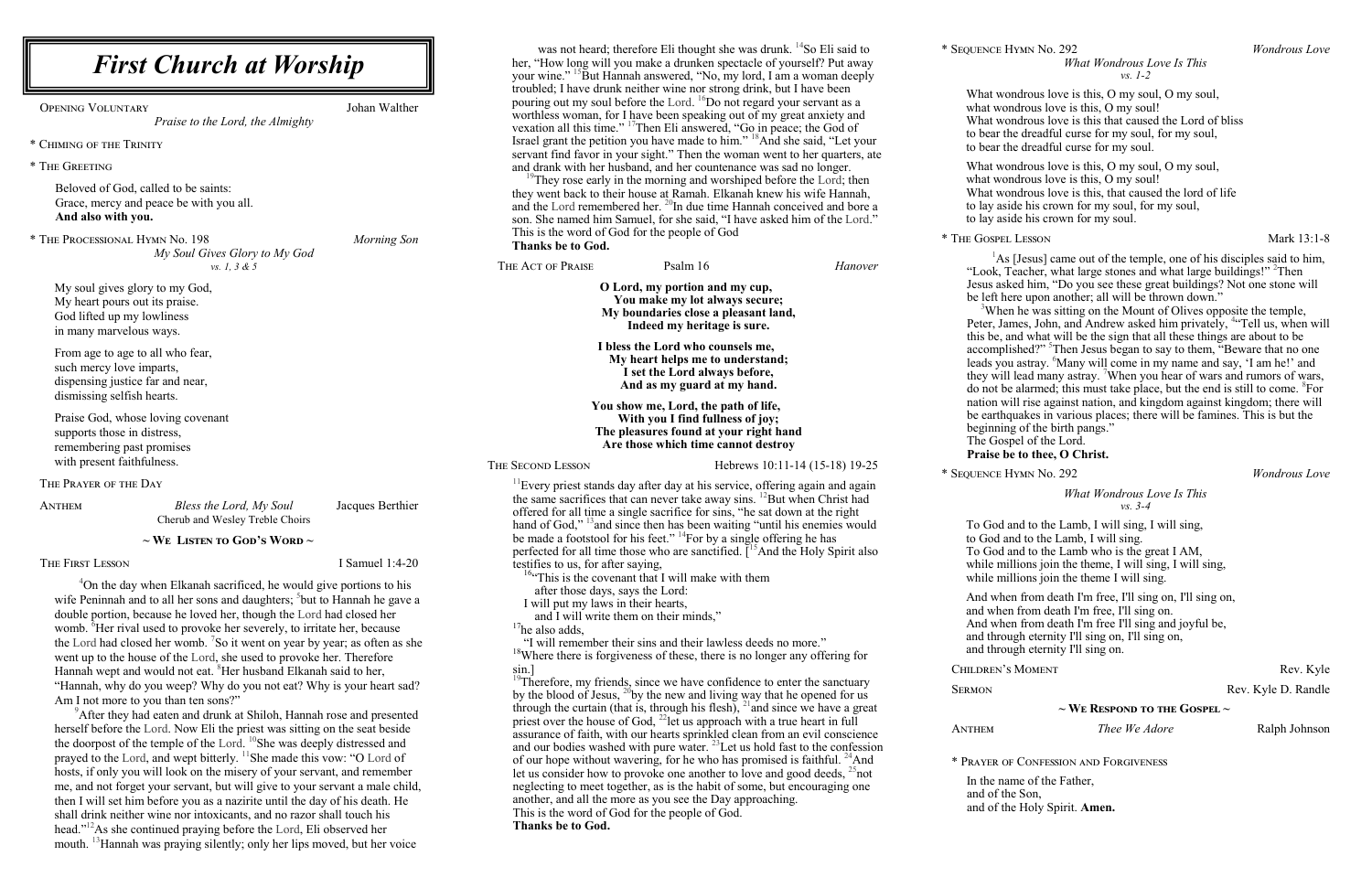# First Church at Worship

Opening Voluntary — Johan Walther
*Praise to the Lord, the Almighty*

\* Chiming of the Trinity

\* The Greeting

Beloved of God, called to be saints:
Grace, mercy and peace be with you all.
**And also with you.**

\* The Processional Hymn No. 198 — *Morning Son*
*My Soul Gives Glory to My God*
*vs. 1, 3 & 5*

My soul gives glory to my God,
My heart pours out its praise.
God lifted up my lowliness
in many marvelous ways.

From age to age to all who fear,
such mercy love imparts,
dispensing justice far and near,
dismissing selfish hearts.

Praise God, whose loving covenant
supports those in distress,
remembering past promises
with present faithfulness.

The Prayer of the Day

Anthem — *Bless the Lord, My Soul* — Jacques Berthier
Cherub and Wesley Treble Choirs

## ~ We Listen to God's Word ~

The First Lesson — I Samuel 1:4-20

[4]On the day when Elkanah sacrificed, he would give portions to his wife Peninnah and to all her sons and daughters; [5]but to Hannah he gave a double portion, because he loved her, though the Lord had closed her womb. [6]Her rival used to provoke her severely, to irritate her, because the Lord had closed her womb. [7]So it went on year by year; as often as she went up to the house of the Lord, she used to provoke her. Therefore Hannah wept and would not eat. [8]Her husband Elkanah said to her, "Hannah, why do you weep? Why do you not eat? Why is your heart sad? Am I not more to you than ten sons?"

[9]After they had eaten and drunk at Shiloh, Hannah rose and presented herself before the Lord. Now Eli the priest was sitting on the seat beside the doorpost of the temple of the Lord. [10]She was deeply distressed and prayed to the Lord, and wept bitterly. [11]She made this vow: "O Lord of hosts, if only you will look on the misery of your servant, and remember me, and not forget your servant, but will give to your servant a male child, then I will set him before you as a nazirite until the day of his death. He shall drink neither wine nor intoxicants, and no razor shall touch his head."[12]As she continued praying before the Lord, Eli observed her mouth. [13]Hannah was praying silently; only her lips moved, but her voice was not heard; therefore Eli thought she was drunk. [14]So Eli said to her, "How long will you make a drunken spectacle of yourself? Put away your wine." [15]But Hannah answered, "No, my lord, I am a woman deeply troubled; I have drunk neither wine nor strong drink, but I have been pouring out my soul before the Lord. [16]Do not regard your servant as a worthless woman, for I have been speaking out of my great anxiety and vexation all this time." [17]Then Eli answered, "Go in peace; the God of Israel grant the petition you have made to him." [18]And she said, "Let your servant find favor in your sight." Then the woman went to her quarters, ate and drank with her husband, and her countenance was sad no longer.

[19]They rose early in the morning and worshiped before the Lord; then they went back to their house at Ramah. Elkanah knew his wife Hannah, and the Lord remembered her. [20]In due time Hannah conceived and bore a son. She named him Samuel, for she said, "I have asked him of the Lord."
This is the word of God for the people of God
**Thanks be to God.**

The Act of Praise — Psalm 16 — *Hanover*

**O Lord, my portion and my cup,**
**You make my lot always secure;**
**My boundaries close a pleasant land,**
**Indeed my heritage is sure.**

**I bless the Lord who counsels me,**
**My heart helps me to understand;**
**I set the Lord always before,**
**And as my guard at my hand.**

**You show me, Lord, the path of life,**
**With you I find fullness of joy;**
**The pleasures found at your right hand**
**Are those which time cannot destroy**

The Second Lesson — Hebrews 10:11-14 (15-18) 19-25

[11]Every priest stands day after day at his service, offering again and again the same sacrifices that can never take away sins. [12]But when Christ had offered for all time a single sacrifice for sins, "he sat down at the right hand of God," [13]and since then has been waiting "until his enemies would be made a footstool for his feet." [14]For by a single offering he has perfected for all time those who are sanctified. [[15]And the Holy Spirit also testifies to us, for after saying,

[16]"This is the covenant that I will make with them
after those days, says the Lord:
I will put my laws in their hearts,
and I will write them on their minds,"

[17]he also adds,

"I will remember their sins and their lawless deeds no more."

[18]Where there is forgiveness of these, there is no longer any offering for sin.]

[19]Therefore, my friends, since we have confidence to enter the sanctuary by the blood of Jesus, [20]by the new and living way that he opened for us through the curtain (that is, through his flesh), [21]and since we have a great priest over the house of God, [22]let us approach with a true heart in full assurance of faith, with our hearts sprinkled clean from an evil conscience and our bodies washed with pure water. [23]Let us hold fast to the confession of our hope without wavering, for he who has promised is faithful. [24]And let us consider how to provoke one another to love and good deeds, [25]not neglecting to meet together, as is the habit of some, but encouraging one another, and all the more as you see the Day approaching.
This is the word of God for the people of God.
**Thanks be to God.**

\* Sequence Hymn No. 292 — *Wondrous Love*
*What Wondrous Love Is This*
*vs. 1-2*

What wondrous love is this, O my soul, O my soul,
what wondrous love is this, O my soul!
What wondrous love is this that caused the Lord of bliss
to bear the dreadful curse for my soul, for my soul,
to bear the dreadful curse for my soul.

What wondrous love is this, O my soul, O my soul,
what wondrous love is this, O my soul!
What wondrous love is this, that caused the lord of life
to lay aside his crown for my soul, for my soul,
to lay aside his crown for my soul.

\* The Gospel Lesson — Mark 13:1-8

[1]As [Jesus] came out of the temple, one of his disciples said to him, "Look, Teacher, what large stones and what large buildings!" [2]Then Jesus asked him, "Do you see these great buildings? Not one stone will be left here upon another; all will be thrown down."

[3]When he was sitting on the Mount of Olives opposite the temple, Peter, James, John, and Andrew asked him privately, [4]"Tell us, when will this be, and what will be the sign that all these things are about to be accomplished?" [5]Then Jesus began to say to them, "Beware that no one leads you astray. [6]Many will come in my name and say, 'I am he!' and they will lead many astray. [7]When you hear of wars and rumors of wars, do not be alarmed; this must take place, but the end is still to come. [8]For nation will rise against nation, and kingdom against kingdom; there will be earthquakes in various places; there will be famines. This is but the beginning of the birth pangs."
The Gospel of the Lord.
**Praise be to thee, O Christ.**

\* Sequence Hymn No. 292 — *Wondrous Love*
*What Wondrous Love Is This*
*vs. 3-4*

To God and to the Lamb, I will sing, I will sing,
to God and to the Lamb, I will sing.
To God and to the Lamb who is the great I AM,
while millions join the theme, I will sing, I will sing,
while millions join the theme I will sing.

And when from death I'm free, I'll sing on, I'll sing on,
and when from death I'm free, I'll sing on.
And when from death I'm free I'll sing and joyful be,
and through eternity I'll sing on, I'll sing on,
and through eternity I'll sing on.

Children's Moment — Rev. Kyle

Sermon — Rev. Kyle D. Randle

## ~ We Respond to the Gospel ~

Anthem — *Thee We Adore* — Ralph Johnson

\* Prayer of Confession and Forgiveness

In the name of the Father,
and of the Son,
and of the Holy Spirit. **Amen.**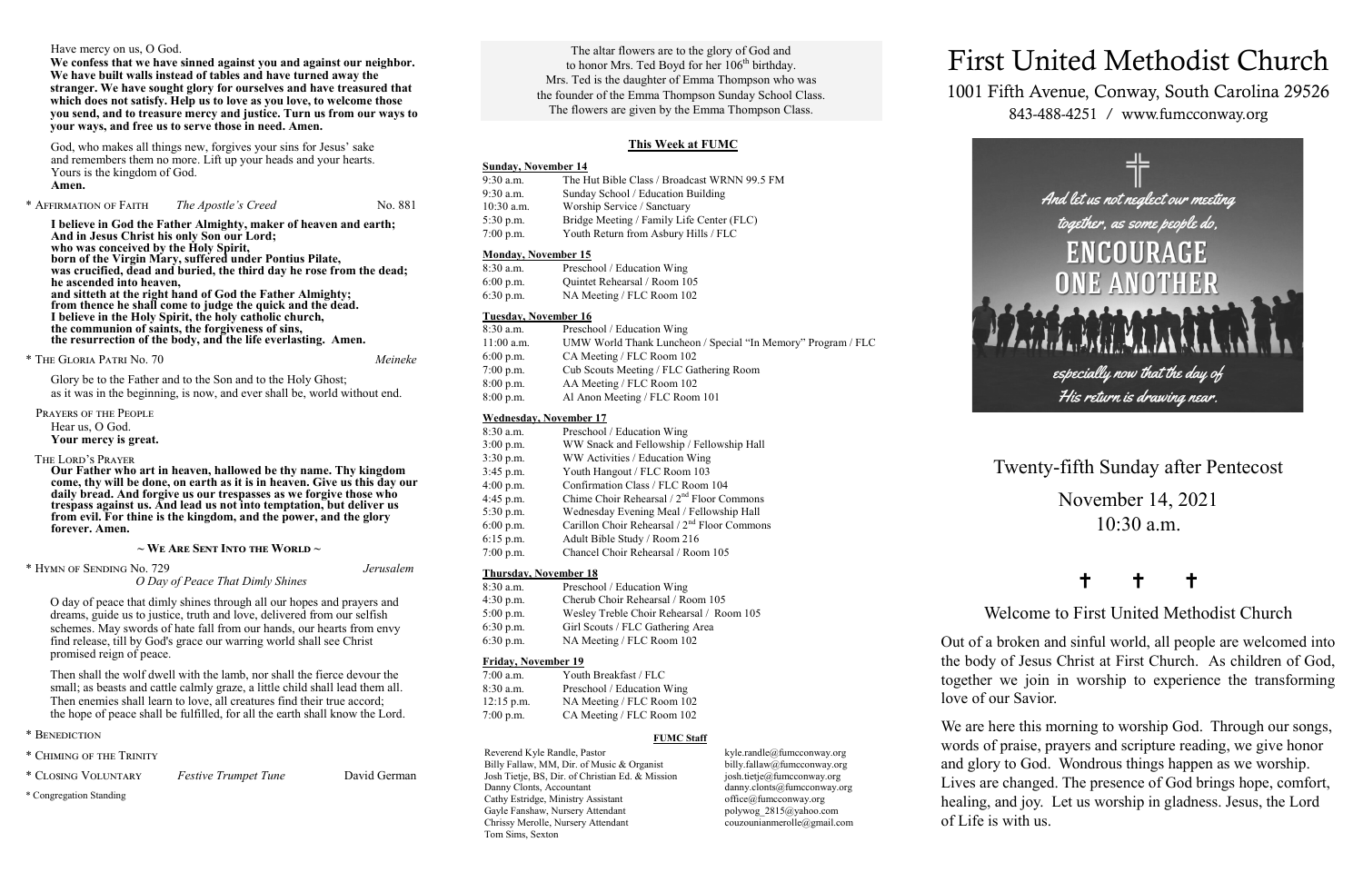Have mercy on us, O God.

**We confess that we have sinned against you and against our neighbor. We have built walls instead of tables and have turned away the stranger. We have sought glory for ourselves and have treasured that which does not satisfy. Help us to love as you love, to welcome those you send, and to treasure mercy and justice. Turn us from our ways to your ways, and free us to serve those in need. Amen.**

God, who makes all things new, forgives your sins for Jesus' sake and remembers them no more. Lift up your heads and your hearts. Yours is the kingdom of God.
**Amen.**

\* AFFIRMATION OF FAITH *The Apostle's Creed* No. 881

**I believe in God the Father Almighty, maker of heaven and earth; And in Jesus Christ his only Son our Lord; who was conceived by the Holy Spirit, born of the Virgin Mary, suffered under Pontius Pilate, was crucified, dead and buried, the third day he rose from the dead; he ascended into heaven, and sitteth at the right hand of God the Father Almighty; from thence he shall come to judge the quick and the dead. I believe in the Holy Spirit, the holy catholic church, the communion of saints, the forgiveness of sins, the resurrection of the body, and the life everlasting. Amen.**

\* THE GLORIA PATRI No. 70 *Meineke*

Glory be to the Father and to the Son and to the Holy Ghost; as it was in the beginning, is now, and ever shall be, world without end.

PRAYERS OF THE PEOPLE

Hear us, O God.
**Your mercy is great.**

THE LORD'S PRAYER

**Our Father who art in heaven, hallowed be thy name. Thy kingdom come, thy will be done, on earth as it is in heaven. Give us this day our daily bread. And forgive us our trespasses as we forgive those who trespass against us. And lead us not into temptation, but deliver us from evil. For thine is the kingdom, and the power, and the glory forever. Amen.**

**~ WE ARE SENT INTO THE WORLD ~**

\* HYMN OF SENDING No. 729 *Jerusalem*
*O Day of Peace That Dimly Shines*

O day of peace that dimly shines through all our hopes and prayers and dreams, guide us to justice, truth and love, delivered from our selfish schemes. May swords of hate fall from our hands, our hearts from envy find release, till by God's grace our warring world shall see Christ promised reign of peace.

Then shall the wolf dwell with the lamb, nor shall the fierce devour the small; as beasts and cattle calmly graze, a little child shall lead them all. Then enemies shall learn to love, all creatures find their true accord; the hope of peace shall be fulfilled, for all the earth shall know the Lord.

\* BENEDICTION

\* CHIMING OF THE TRINITY

\* CLOSING VOLUNTARY *Festive Trumpet Tune* David German

\* Congregation Standing

The altar flowers are to the glory of God and to honor Mrs. Ted Boyd for her 106th birthday. Mrs. Ted is the daughter of Emma Thompson who was the founder of the Emma Thompson Sunday School Class. The flowers are given by the Emma Thompson Class.

## This Week at FUMC

**Sunday, November 14**

| | |
|---|---|
| 9:30 a.m. | The Hut Bible Class / Broadcast WRNN 99.5 FM |
| 9:30 a.m. | Sunday School / Education Building |
| 10:30 a.m. | Worship Service / Sanctuary |
| 5:30 p.m. | Bridge Meeting / Family Life Center (FLC) |
| 7:00 p.m. | Youth Return from Asbury Hills / FLC |

**Monday, November 15**

| | |
|---|---|
| 8:30 a.m. | Preschool / Education Wing |
| 6:00 p.m. | Quintet Rehearsal / Room 105 |
| 6:30 p.m. | NA Meeting / FLC Room 102 |

**Tuesday, November 16**

| | |
|---|---|
| 8:30 a.m. | Preschool / Education Wing |
| 11:00 a.m. | UMW World Thank Luncheon / Special "In Memory" Program / FLC |
| 6:00 p.m. | CA Meeting / FLC Room 102 |
| 7:00 p.m. | Cub Scouts Meeting / FLC Gathering Room |
| 8:00 p.m. | AA Meeting / FLC Room 102 |
| 8:00 p.m. | Al Anon Meeting / FLC Room 101 |

**Wednesday, November 17**

| | |
|---|---|
| 8:30 a.m. | Preschool / Education Wing |
| 3:00 p.m. | WW Snack and Fellowship / Fellowship Hall |
| 3:30 p.m. | WW Activities / Education Wing |
| 3:45 p.m. | Youth Hangout / FLC Room 103 |
| 4:00 p.m. | Confirmation Class / FLC Room 104 |
| 4:45 p.m. | Chime Choir Rehearsal / 2nd Floor Commons |
| 5:30 p.m. | Wednesday Evening Meal / Fellowship Hall |
| 6:00 p.m. | Carillon Choir Rehearsal / 2nd Floor Commons |
| 6:15 p.m. | Adult Bible Study / Room 216 |
| 7:00 p.m. | Chancel Choir Rehearsal / Room 105 |

**Thursday, November 18**

| | |
|---|---|
| 8:30 a.m. | Preschool / Education Wing |
| 4:30 p.m. | Cherub Choir Rehearsal / Room 105 |
| 5:00 p.m. | Wesley Treble Choir Rehearsal / Room 105 |
| 6:30 p.m. | Girl Scouts / FLC Gathering Area |
| 6:30 p.m. | NA Meeting / FLC Room 102 |

**Friday, November 19**

| | |
|---|---|
| 7:00 a.m. | Youth Breakfast / FLC |
| 8:30 a.m. | Preschool / Education Wing |
| 12:15 p.m. | NA Meeting / FLC Room 102 |
| 7:00 p.m. | CA Meeting / FLC Room 102 |

### FUMC Staff

| | |
|---|---|
| Reverend Kyle Randle, Pastor | kyle.randle@fumcconway.org |
| Billy Fallaw, MM, Dir. of Music & Organist | billy.fallaw@fumcconway.org |
| Josh Tietje, BS, Dir. of Christian Ed. & Mission | josh.tietje@fumcconway.org |
| Danny Clonts, Accountant | danny.clonts@fumcconway.org |
| Cathy Estridge, Ministry Assistant | office@fumcconway.org |
| Gayle Fanshaw, Nursery Attendant | polywog_2815@yahoo.com |
| Chrissy Merolle, Nursery Attendant | couzounianmerolle@gmail.com |
| Tom Sims, Sexton | |

# First United Methodist Church

1001 Fifth Avenue, Conway, South Carolina 29526
843-488-4251 / www.fumcconway.org

And let us not neglect our meeting together, as some people do,
ENCOURAGE ONE ANOTHER
especially now that the day of His return is drawing near.

## Twenty-fifth Sunday after Pentecost

November 14, 2021
10:30 a.m.

✝ ✝ ✝

## Welcome to First United Methodist Church

Out of a broken and sinful world, all people are welcomed into the body of Jesus Christ at First Church. As children of God, together we join in worship to experience the transforming love of our Savior.

We are here this morning to worship God. Through our songs, words of praise, prayers and scripture reading, we give honor and glory to God. Wondrous things happen as we worship. Lives are changed. The presence of God brings hope, comfort, healing, and joy. Let us worship in gladness. Jesus, the Lord of Life is with us.